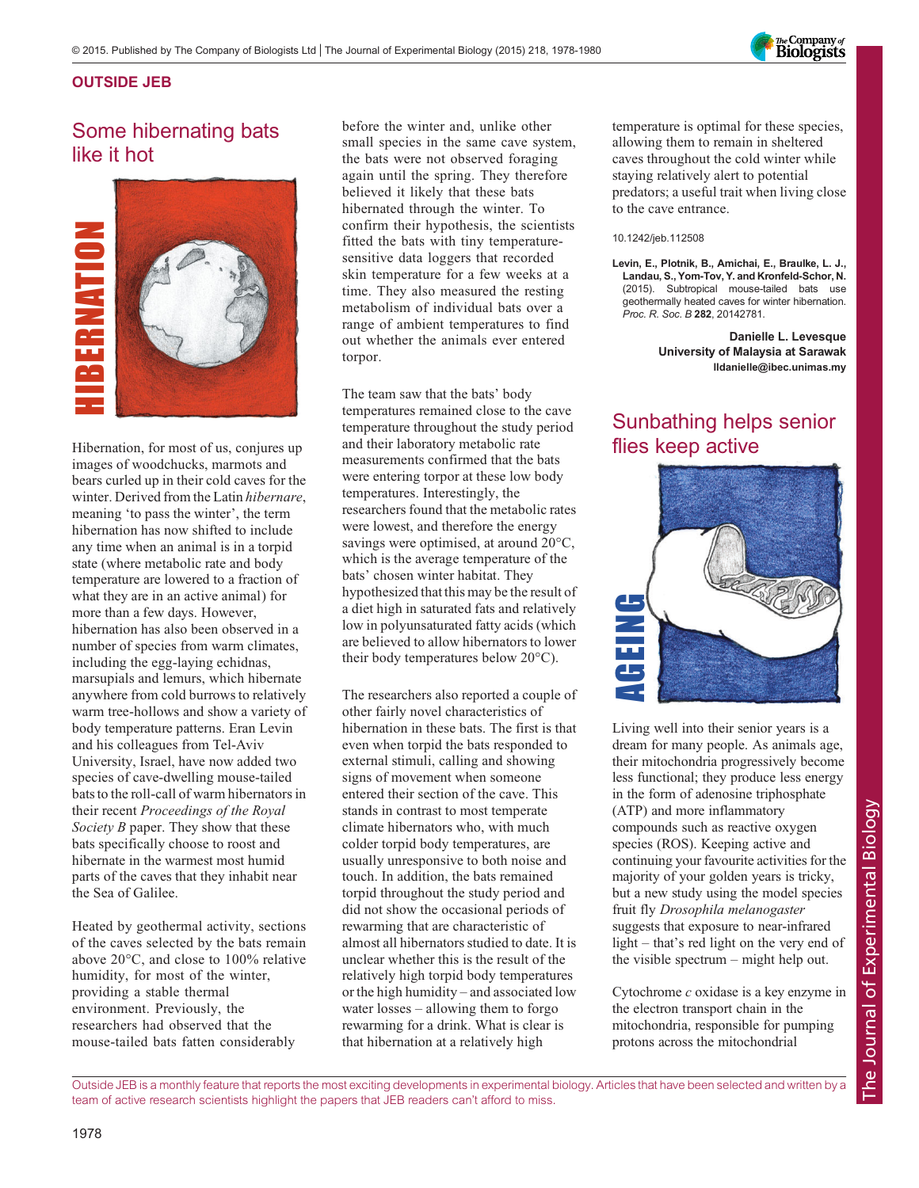## OUTSIDE JEB

## Some hibernating bats like it hot

HIBERNATION

Hibernation, for most of us, conjures up images of woodchucks, marmots and bears curled up in their cold caves for the winter. Derived from the Latin *hibernare*, meaning 'to pass the winter', the term hibernation has now shifted to include any time when an animal is in a torpid state (where metabolic rate and body temperature are lowered to a fraction of what they are in an active animal) for more than a few days. However, hibernation has also been observed in a number of species from warm climates, including the egg-laying echidnas, marsupials and lemurs, which hibernate anywhere from cold burrows to relatively warm tree-hollows and show a variety of body temperature patterns. Eran Levin and his colleagues from Tel-Aviv University, Israel, have now added two species of cave-dwelling mouse-tailed bats to the roll-call of warm hibernators in their recent *Proceedings of the Royal Society B* paper. They show that these bats specifically choose to roost and hibernate in the warmest most humid parts of the caves that they inhabit near the Sea of Galilee.

Heated by geothermal activity, sections of the caves selected by the bats remain above 20°C, and close to 100% relative humidity, for most of the winter, providing a stable thermal environment. Previously, the researchers had observed that the mouse-tailed bats fatten considerably before the winter and, unlike other small species in the same cave system, the bats were not observed foraging again until the spring. They therefore believed it likely that these bats hibernated through the winter. To confirm their hypothesis, the scientists fitted the bats with tiny temperature-sensitive data loggers that recorded skin temperature for a few weeks at a time. They also measured the resting metabolism of individual bats over a range of ambient temperatures to find out whether the animals ever entered torpor.

The team saw that the bats' body temperatures remained close to the cave temperature throughout the study period and their laboratory metabolic rate measurements confirmed that the bats were entering torpor at these low body temperatures. Interestingly, the researchers found that the metabolic rates were lowest, and therefore the energy savings were optimised, at around 20°C, which is the average temperature of the bats' chosen winter habitat. They hypothesized that this may be the result of a diet high in saturated fats and relatively low in polyunsaturated fatty acids (which are believed to allow hibernators to lower their body temperatures below 20°C).

The researchers also reported a couple of other fairly novel characteristics of hibernation in these bats. The first is that even when torpid the bats responded to external stimuli, calling and showing signs of movement when someone entered their section of the cave. This stands in contrast to most temperate climate hibernators who, with much colder torpid body temperatures, are usually unresponsive to both noise and touch. In addition, the bats remained torpid throughout the study period and did not show the occasional periods of rewarming that are characteristic of almost all hibernators studied to date. It is unclear whether this is the result of the relatively high torpid body temperatures or the high humidity – and associated low water losses – allowing them to forgo rewarming for a drink. What is clear is that hibernation at a relatively high temperature is optimal for these species, allowing them to remain in sheltered caves throughout the cold winter while staying relatively alert to potential predators; a useful trait when living close to the cave entrance.

10.1242/jeb.112508

**Levin, E., Plotnik, B., Amichai, E., Braulke, L. J., Landau, S., Yom-Tov, Y. and Kronfeld-Schor, N.** (2015). Subtropical mouse-tailed bats use geothermally heated caves for winter hibernation. *Proc. R. Soc. B* **282**, 20142781.

**Danielle L. Levesque**
**University of Malaysia at Sarawak**
**lldanielle@ibec.unimas.my**

## Sunbathing helps senior flies keep active

AGEING

Living well into their senior years is a dream for many people. As animals age, their mitochondria progressively become less functional; they produce less energy in the form of adenosine triphosphate (ATP) and more inflammatory compounds such as reactive oxygen species (ROS). Keeping active and continuing your favourite activities for the majority of your golden years is tricky, but a new study using the model species fruit fly *Drosophila melanogaster* suggests that exposure to near-infrared light – that's red light on the very end of the visible spectrum – might help out.

Cytochrome *c* oxidase is a key enzyme in the electron transport chain in the mitochondria, responsible for pumping protons across the mitochondrial

Outside JEB is a monthly feature that reports the most exciting developments in experimental biology. Articles that have been selected and written by a team of active research scientists highlight the papers that JEB readers can't afford to miss.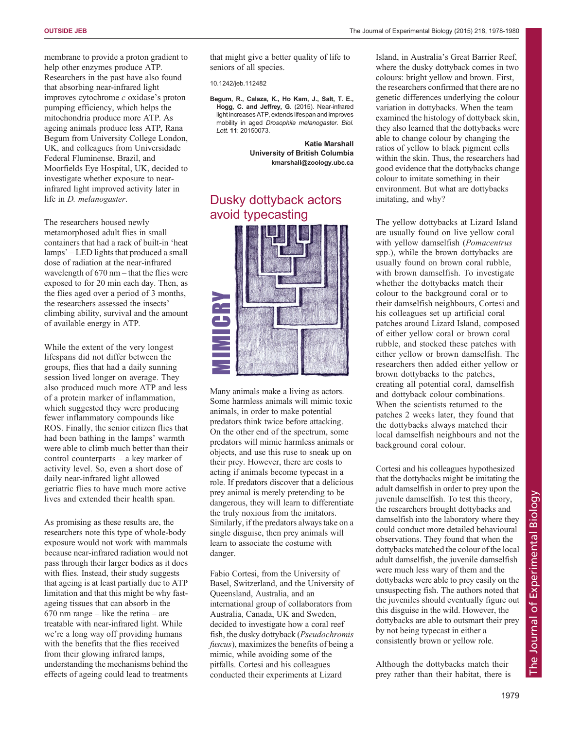membrane to provide a proton gradient to help other enzymes produce ATP. Researchers in the past have also found that absorbing near-infrared light improves cytochrome *c* oxidase's proton pumping efficiency, which helps the mitochondria produce more ATP. As ageing animals produce less ATP, Rana Begum from University College London, UK, and colleagues from Universidade Federal Fluminense, Brazil, and Moorfields Eye Hospital, UK, decided to investigate whether exposure to near-infrared light improved activity later in life in *D. melanogaster*.

The researchers housed newly metamorphosed adult flies in small containers that had a rack of built-in 'heat lamps' – LED lights that produced a small dose of radiation at the near-infrared wavelength of 670 nm – that the flies were exposed to for 20 min each day. Then, as the flies aged over a period of 3 months, the researchers assessed the insects' climbing ability, survival and the amount of available energy in ATP.

While the extent of the very longest lifespans did not differ between the groups, flies that had a daily sunning session lived longer on average. They also produced much more ATP and less of a protein marker of inflammation, which suggested they were producing fewer inflammatory compounds like ROS. Finally, the senior citizen flies that had been bathing in the lamps' warmth were able to climb much better than their control counterparts – a key marker of activity level. So, even a short dose of daily near-infrared light allowed geriatric flies to have much more active lives and extended their health span.

As promising as these results are, the researchers note this type of whole-body exposure would not work with mammals because near-infrared radiation would not pass through their larger bodies as it does with flies. Instead, their study suggests that ageing is at least partially due to ATP limitation and that this might be why fast-ageing tissues that can absorb in the 670 nm range – like the retina – are treatable with near-infrared light. While we're a long way off providing humans with the benefits that the flies received from their glowing infrared lamps, understanding the mechanisms behind the effects of ageing could lead to treatments that might give a better quality of life to seniors of all species.

10.1242/jeb.112482

**Begum, R., Calaza, K., Ho Kam, J., Salt, T. E., Hogg, C. and Jeffrey, G.** (2015). Near-infrared light increases ATP, extends lifespan and improves mobility in aged *Drosophila melanogaster*. *Biol. Lett.* **11**: 20150073.

**Katie Marshall**
**University of British Columbia**
**kmarshall@zoology.ubc.ca**

## Dusky dottyback actors avoid typecasting

MIMICRY

Many animals make a living as actors. Some harmless animals will mimic toxic animals, in order to make potential predators think twice before attacking. On the other end of the spectrum, some predators will mimic harmless animals or objects, and use this ruse to sneak up on their prey. However, there are costs to acting if animals become typecast in a role. If predators discover that a delicious prey animal is merely pretending to be dangerous, they will learn to differentiate the truly noxious from the imitators. Similarly, if the predators always take on a single disguise, then prey animals will learn to associate the costume with danger.

Fabio Cortesi, from the University of Basel, Switzerland, and the University of Queensland, Australia, and an international group of collaborators from Australia, Canada, UK and Sweden, decided to investigate how a coral reef fish, the dusky dottyback (*Pseudochromis fuscus*), maximizes the benefits of being a mimic, while avoiding some of the pitfalls. Cortesi and his colleagues conducted their experiments at Lizard Island, in Australia's Great Barrier Reef, where the dusky dottyback comes in two colours: bright yellow and brown. First, the researchers confirmed that there are no genetic differences underlying the colour variation in dottybacks. When the team examined the histology of dottyback skin, they also learned that the dottybacks were able to change colour by changing the ratios of yellow to black pigment cells within the skin. Thus, the researchers had good evidence that the dottybacks change colour to imitate something in their environment. But what are dottybacks imitating, and why?

The yellow dottybacks at Lizard Island are usually found on live yellow coral with yellow damselfish (*Pomacentrus* spp.), while the brown dottybacks are usually found on brown coral rubble, with brown damselfish. To investigate whether the dottybacks match their colour to the background coral or to their damselfish neighbours, Cortesi and his colleagues set up artificial coral patches around Lizard Island, composed of either yellow coral or brown coral rubble, and stocked these patches with either yellow or brown damselfish. The researchers then added either yellow or brown dottybacks to the patches, creating all potential coral, damselfish and dottyback colour combinations. When the scientists returned to the patches 2 weeks later, they found that the dottybacks always matched their local damselfish neighbours and not the background coral colour.

Cortesi and his colleagues hypothesized that the dottybacks might be imitating the adult damselfish in order to prey upon the juvenile damselfish. To test this theory, the researchers brought dottybacks and damselfish into the laboratory where they could conduct more detailed behavioural observations. They found that when the dottybacks matched the colour of the local adult damselfish, the juvenile damselfish were much less wary of them and the dottybacks were able to prey easily on the unsuspecting fish. The authors noted that the juveniles should eventually figure out this disguise in the wild. However, the dottybacks are able to outsmart their prey by not being typecast in either a consistently brown or yellow role.

Although the dottybacks match their prey rather than their habitat, there is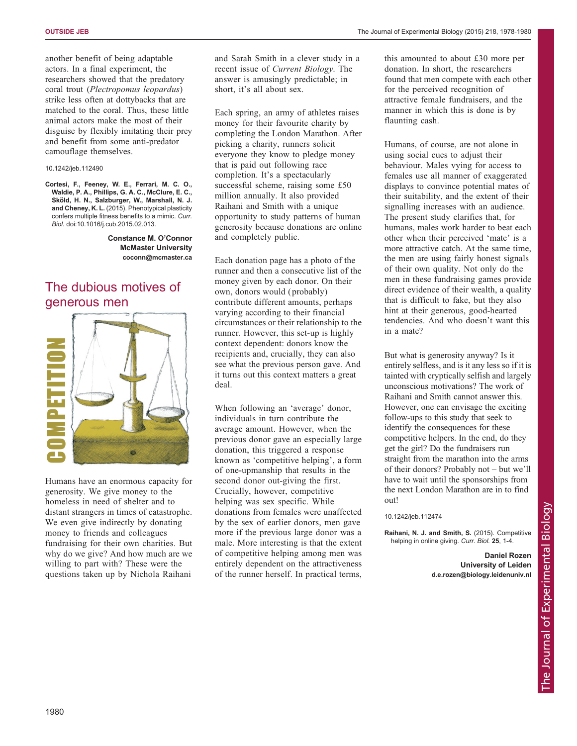another benefit of being adaptable actors. In a final experiment, the researchers showed that the predatory coral trout (*Plectropomus leopardus*) strike less often at dottybacks that are matched to the coral. Thus, these little animal actors make the most of their disguise by flexibly imitating their prey and benefit from some anti-predator camouflage themselves.

10.1242/jeb.112490

**Cortesi, F., Feeney, W. E., Ferrari, M. C. O., Waldie, P. A., Phillips, G. A. C., McClure, E. C., Sköld, H. N., Salzburger, W., Marshall, N. J. and Cheney, K. L.** (2015). Phenotypical plasticity confers multiple fitness benefits to a mimic. *Curr. Biol.* doi:10.1016/j.cub.2015.02.013.

**Constance M. O'Connor**
**McMaster University**
**coconn@mcmaster.ca**

## The dubious motives of generous men

COMPETITION

Humans have an enormous capacity for generosity. We give money to the homeless in need of shelter and to distant strangers in times of catastrophe. We even give indirectly by donating money to friends and colleagues fundraising for their own charities. But why do we give? And how much are we willing to part with? These were the questions taken up by Nichola Raihani and Sarah Smith in a clever study in a recent issue of *Current Biology*. The answer is amusingly predictable; in short, it's all about sex.

Each spring, an army of athletes raises money for their favourite charity by completing the London Marathon. After picking a charity, runners solicit everyone they know to pledge money that is paid out following race completion. It's a spectacularly successful scheme, raising some £50 million annually. It also provided Raihani and Smith with a unique opportunity to study patterns of human generosity because donations are online and completely public.

Each donation page has a photo of the runner and then a consecutive list of the money given by each donor. On their own, donors would (probably) contribute different amounts, perhaps varying according to their financial circumstances or their relationship to the runner. However, this set-up is highly context dependent: donors know the recipients and, crucially, they can also see what the previous person gave. And it turns out this context matters a great deal.

When following an 'average' donor, individuals in turn contribute the average amount. However, when the previous donor gave an especially large donation, this triggered a response known as 'competitive helping', a form of one-upmanship that results in the second donor out-giving the first. Crucially, however, competitive helping was sex specific. While donations from females were unaffected by the sex of earlier donors, men gave more if the previous large donor was a male. More interesting is that the extent of competitive helping among men was entirely dependent on the attractiveness of the runner herself. In practical terms, this amounted to about £30 more per donation. In short, the researchers found that men compete with each other for the perceived recognition of attractive female fundraisers, and the manner in which this is done is by flaunting cash.

Humans, of course, are not alone in using social cues to adjust their behaviour. Males vying for access to females use all manner of exaggerated displays to convince potential mates of their suitability, and the extent of their signalling increases with an audience. The present study clarifies that, for humans, males work harder to beat each other when their perceived 'mate' is a more attractive catch. At the same time, the men are using fairly honest signals of their own quality. Not only do the men in these fundraising games provide direct evidence of their wealth, a quality that is difficult to fake, but they also hint at their generous, good-hearted tendencies. And who doesn't want this in a mate?

But what is generosity anyway? Is it entirely selfless, and is it any less so if it is tainted with cryptically selfish and largely unconscious motivations? The work of Raihani and Smith cannot answer this. However, one can envisage the exciting follow-ups to this study that seek to identify the consequences for these competitive helpers. In the end, do they get the girl? Do the fundraisers run straight from the marathon into the arms of their donors? Probably not – but we'll have to wait until the sponsorships from the next London Marathon are in to find out!

10.1242/jeb.112474

**Raihani, N. J. and Smith, S.** (2015). Competitive helping in online giving. *Curr. Biol.* **25**, 1-4.

**Daniel Rozen**
**University of Leiden**
**d.e.rozen@biology.leidenuniv.nl**